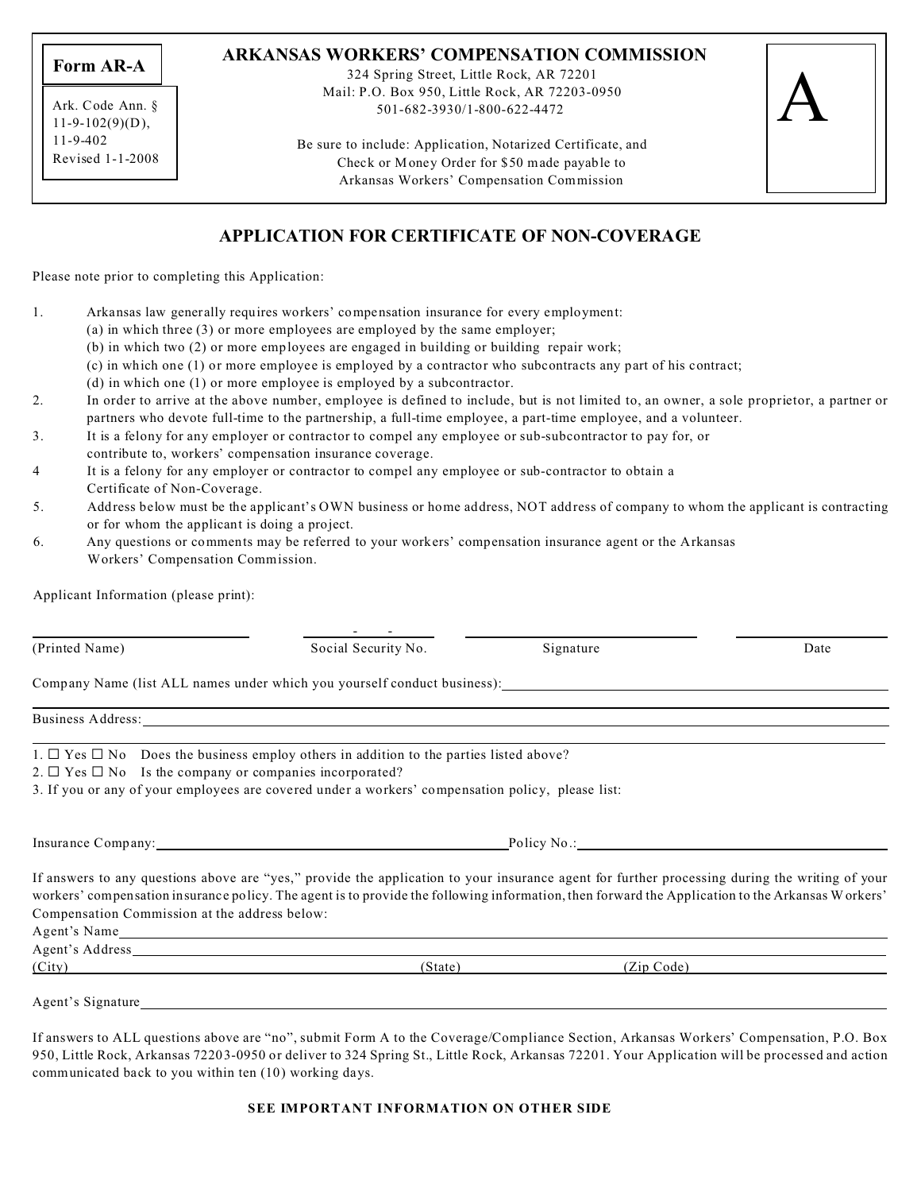**Form AR-A**

Ark. Code Ann. § 11-9-102(9)(D), 11-9-402
Revised 1-1-2008

# ARKANSAS WORKERS' COMPENSATION COMMISSION

324 Spring Street, Little Rock, AR 72201
Mail: P.O. Box 950, Little Rock, AR 72203-0950
501-682-3930/1-800-622-4472

Be sure to include: Application, Notarized Certificate, and Check or Money Order for $50 made payable to Arkansas Workers' Compensation Commission

**A**

## APPLICATION FOR CERTIFICATE OF NON-COVERAGE

Please note prior to completing this Application:

1. Arkansas law generally requires workers' compensation insurance for every employment:
   (a) in which three (3) or more employees are employed by the same employer;
   (b) in which two (2) or more employees are engaged in building or building repair work;
   (c) in which one (1) or more employee is employed by a contractor who subcontracts any part of his contract;
   (d) in which one (1) or more employee is employed by a subcontractor.
2. In order to arrive at the above number, employee is defined to include, but is not limited to, an owner, a sole proprietor, a partner or partners who devote full-time to the partnership, a full-time employee, a part-time employee, and a volunteer.
3. It is a felony for any employer or contractor to compel any employee or sub-subcontractor to pay for, or contribute to, workers' compensation insurance coverage.
4. It is a felony for any employer or contractor to compel any employee or sub-contractor to obtain a Certificate of Non-Coverage.
5. Address below must be the applicant's OWN business or home address, NOT address of company to whom the applicant is contracting or for whom the applicant is doing a project.
6. Any questions or comments may be referred to your workers' compensation insurance agent or the Arkansas Workers' Compensation Commission.

Applicant Information (please print):

______________________ &nbsp; ___-___-___ &nbsp; ______________________ &nbsp; ____________
(Printed Name) &nbsp; Social Security No. &nbsp; Signature &nbsp; Date

Company Name (list ALL names under which you yourself conduct business): ______________________

______________________

Business Address: ______________________

______________________

1. ☐ Yes ☐ No Does the business employ others in addition to the parties listed above?
2. ☐ Yes ☐ No Is the company or companies incorporated?
3. If you or any of your employees are covered under a workers' compensation policy, please list:

Insurance Company: ______________________ Policy No.: ______________________

If answers to any questions above are "yes," provide the application to your insurance agent for further processing during the writing of your workers' compensation insurance policy. The agent is to provide the following information, then forward the Application to the Arkansas Workers' Compensation Commission at the address below:

Agent's Name ______________________

Agent's Address ______________________

(City) ______________ (State) ______________ (Zip Code) ______________

Agent's Signature ______________________

If answers to ALL questions above are "no", submit Form A to the Coverage/Compliance Section, Arkansas Workers' Compensation, P.O. Box 950, Little Rock, Arkansas 72203-0950 or deliver to 324 Spring St., Little Rock, Arkansas 72201. Your Application will be processed and action communicated back to you within ten (10) working days.

**SEE IMPORTANT INFORMATION ON OTHER SIDE**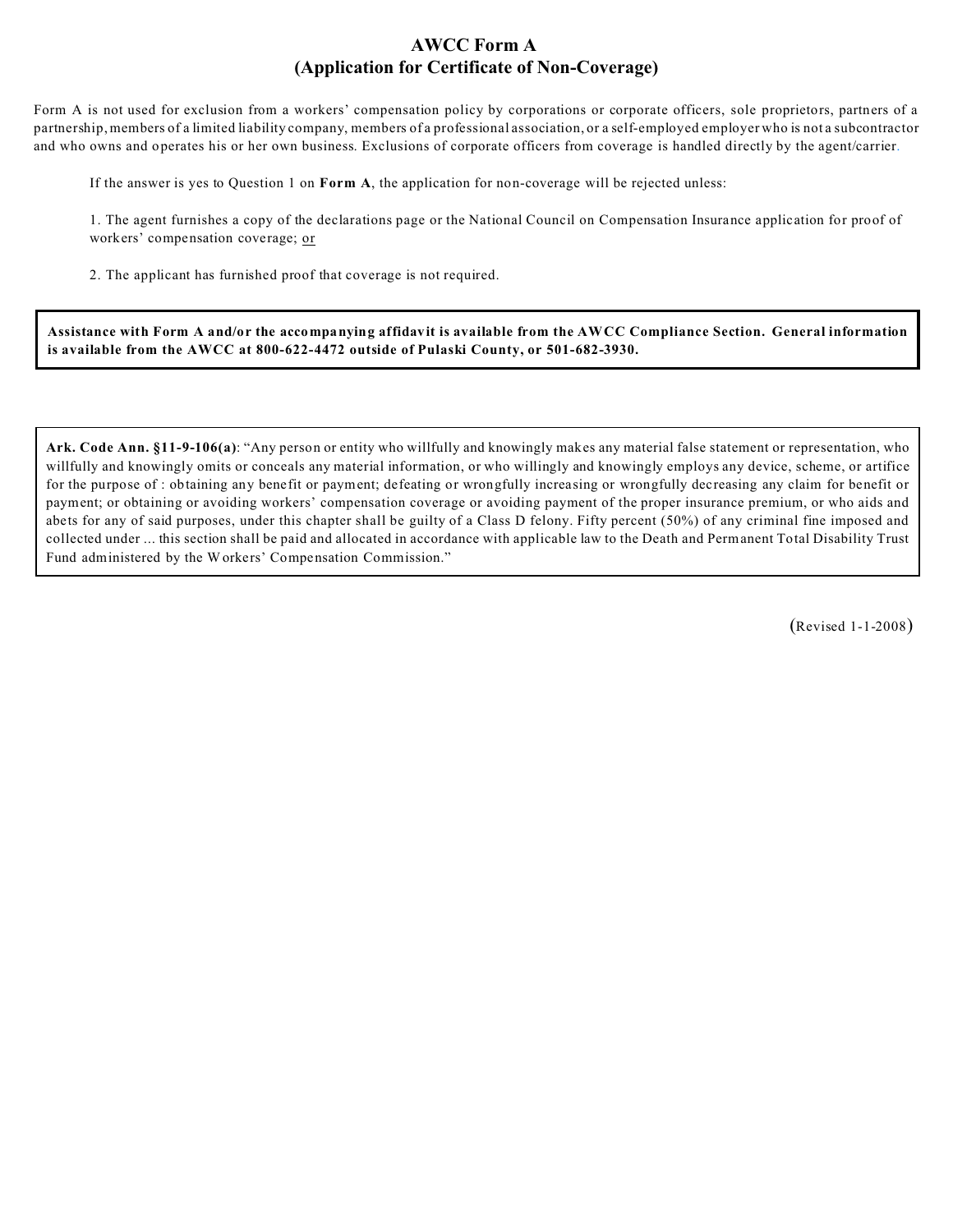# AWCC Form A
## (Application for Certificate of Non-Coverage)

Form A is not used for exclusion from a workers' compensation policy by corporations or corporate officers, sole proprietors, partners of a partnership, members of a limited liability company, members of a professional association, or a self-employed employer who is not a subcontractor and who owns and operates his or her own business. Exclusions of corporate officers from coverage is handled directly by the agent/carrier.

If the answer is yes to Question 1 on **Form A**, the application for non-coverage will be rejected unless:

1. The agent furnishes a copy of the declarations page or the National Council on Compensation Insurance application for proof of workers' compensation coverage; <u>or</u>

2. The applicant has furnished proof that coverage is not required.

**Assistance with Form A and/or the accompanying affidavit is available from the AWCC Compliance Section. General information is available from the AWCC at 800-622-4472 outside of Pulaski County, or 501-682-3930.**

**Ark. Code Ann. §11-9-106(a)**: "Any person or entity who willfully and knowingly makes any material false statement or representation, who willfully and knowingly omits or conceals any material information, or who willingly and knowingly employs any device, scheme, or artifice for the purpose of : obtaining any benefit or payment; defeating or wrongfully increasing or wrongfully decreasing any claim for benefit or payment; or obtaining or avoiding workers' compensation coverage or avoiding payment of the proper insurance premium, or who aids and abets for any of said purposes, under this chapter shall be guilty of a Class D felony. Fifty percent (50%) of any criminal fine imposed and collected under ... this section shall be paid and allocated in accordance with applicable law to the Death and Permanent Total Disability Trust Fund administered by the Workers' Compensation Commission."

(Revised 1-1-2008)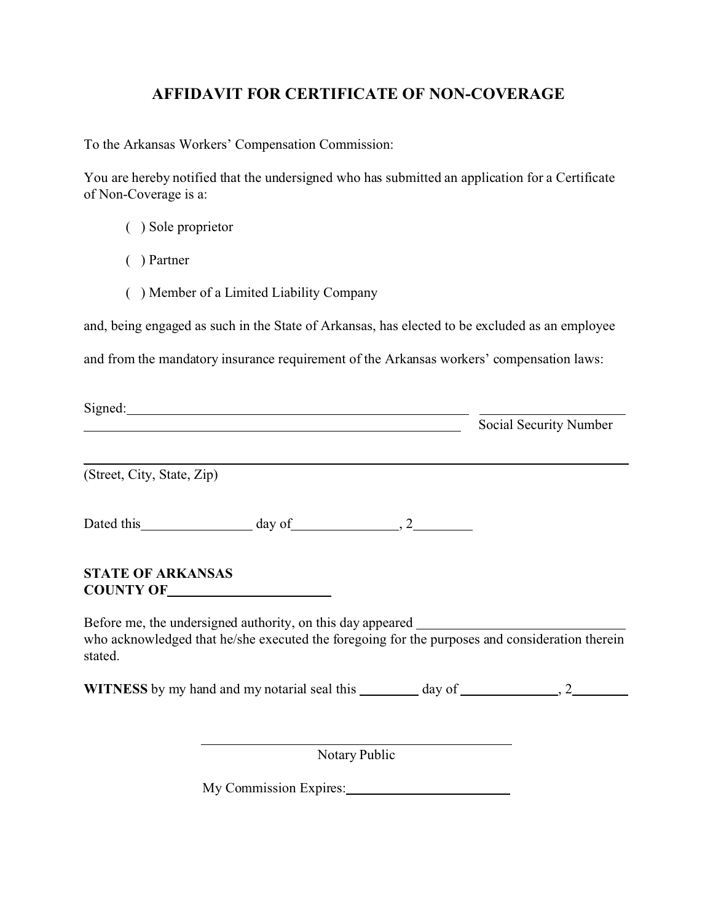# AFFIDAVIT FOR CERTIFICATE OF NON-COVERAGE

To the Arkansas Workers' Compensation Commission:

You are hereby notified that the undersigned who has submitted an application for a Certificate of Non-Coverage is a:

( ) Sole proprietor

( ) Partner

( ) Member of a Limited Liability Company

and, being engaged as such in the State of Arkansas, has elected to be excluded as an employee and from the mandatory insurance requirement of the Arkansas workers' compensation laws:

Signed:\_\_\_\_\_\_\_\_\_\_\_\_\_\_\_\_\_\_\_\_\_\_\_\_\_\_\_\_\_\_\_\_\_\_\_\_\_\_\_\_\_\_ \_\_\_\_\_\_\_\_\_\_\_\_\_\_\_\_\_\_\_\_

\_\_\_\_\_\_\_\_\_\_\_\_\_\_\_\_\_\_\_\_\_\_\_\_\_\_\_\_\_\_\_\_\_\_\_\_\_\_\_\_\_\_\_\_\_\_\_ Social Security Number

\_\_\_\_\_\_\_\_\_\_\_\_\_\_\_\_\_\_\_\_\_\_\_\_\_\_\_\_\_\_\_\_\_\_\_\_\_\_\_\_\_\_\_\_\_\_\_\_\_\_\_\_\_\_\_\_\_\_\_\_\_\_\_\_\_\_\_\_\_

(Street, City, State, Zip)

Dated this\_\_\_\_\_\_\_\_\_\_\_\_\_\_\_ day of\_\_\_\_\_\_\_\_\_\_\_\_\_\_, 2\_\_\_\_\_\_\_\_

**STATE OF ARKANSAS**
**COUNTY OF\_\_\_\_\_\_\_\_\_\_\_\_\_\_\_\_\_\_\_\_\_**

Before me, the undersigned authority, on this day appeared \_\_\_\_\_\_\_\_\_\_\_\_\_\_\_\_\_\_\_\_\_\_\_\_\_\_ who acknowledged that he/she executed the foregoing for the purposes and consideration therein stated.

**WITNESS** by my hand and my notarial seal this \_\_\_\_\_\_\_\_ day of \_\_\_\_\_\_\_\_\_\_\_\_\_\_, 2\_\_\_\_\_\_\_\_

\_\_\_\_\_\_\_\_\_\_\_\_\_\_\_\_\_\_\_\_\_\_\_\_\_\_\_\_\_\_\_\_\_\_\_\_\_\_\_\_\_\_\_\_

Notary Public

My Commission Expires:\_\_\_\_\_\_\_\_\_\_\_\_\_\_\_\_\_\_\_\_\_\_